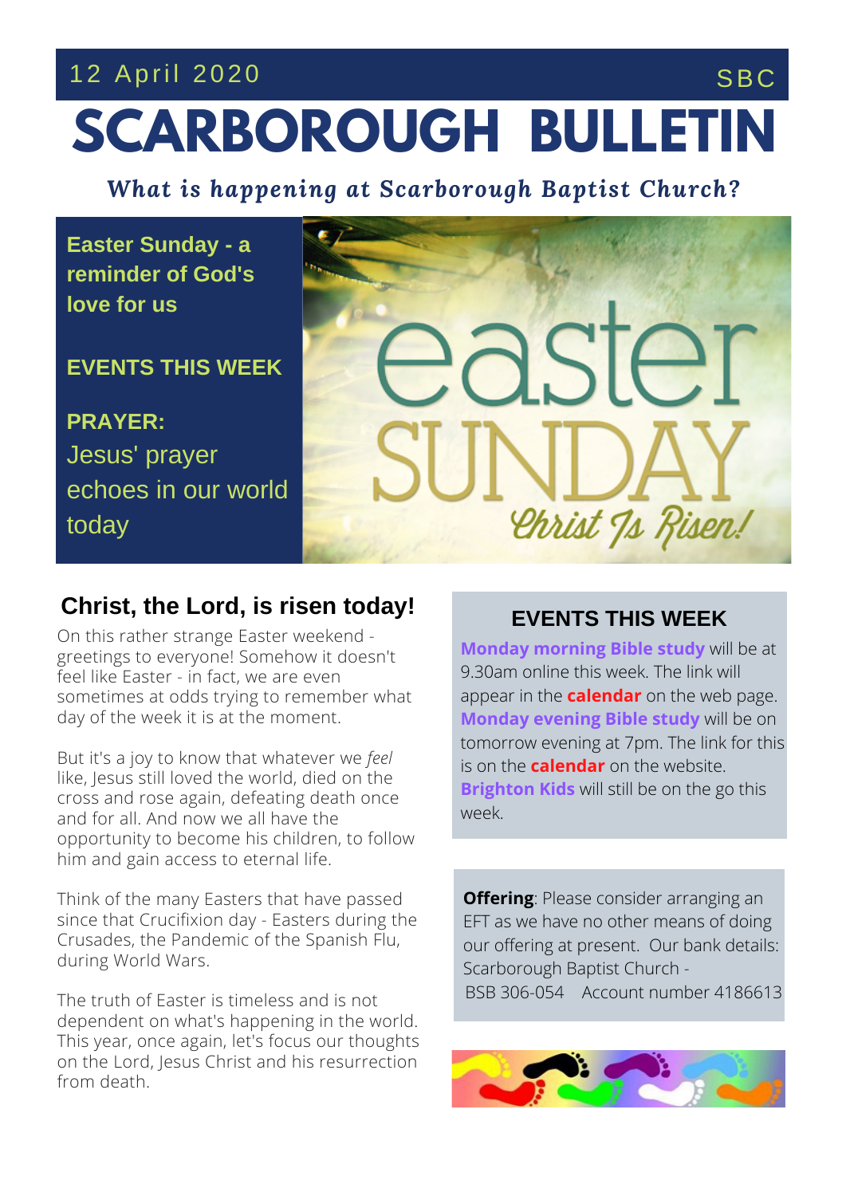12 April 2020 SBC

# SCARBOROUGH BULLETIN

***What is happening at Scarborough Baptist Church?***

**Easter Sunday - a reminder of God's love for us**

**EVENTS THIS WEEK**

**PRAYER:**
Jesus' prayer echoes in our world today

## Christ, the Lord, is risen today!

On this rather strange Easter weekend - greetings to everyone! Somehow it doesn't feel like Easter - in fact, we are even sometimes at odds trying to remember what day of the week it is at the moment.

But it's a joy to know that whatever we *feel* like, Jesus still loved the world, died on the cross and rose again, defeating death once and for all. And now we all have the opportunity to become his children, to follow him and gain access to eternal life.

Think of the many Easters that have passed since that Crucifixion day - Easters during the Crusades, the Pandemic of the Spanish Flu, during World Wars.

The truth of Easter is timeless and is not dependent on what's happening in the world. This year, once again, let's focus our thoughts on the Lord, Jesus Christ and his resurrection from death.

## EVENTS THIS WEEK

**Monday morning Bible study** will be at 9.30am online this week. The link will appear in the **calendar** on the web page. **Monday evening Bible study** will be on tomorrow evening at 7pm. The link for this is on the **calendar** on the website. **Brighton Kids** will still be on the go this week.

**Offering**: Please consider arranging an EFT as we have no other means of doing our offering at present. Our bank details: Scarborough Baptist Church - BSB 306-054 Account number 4186613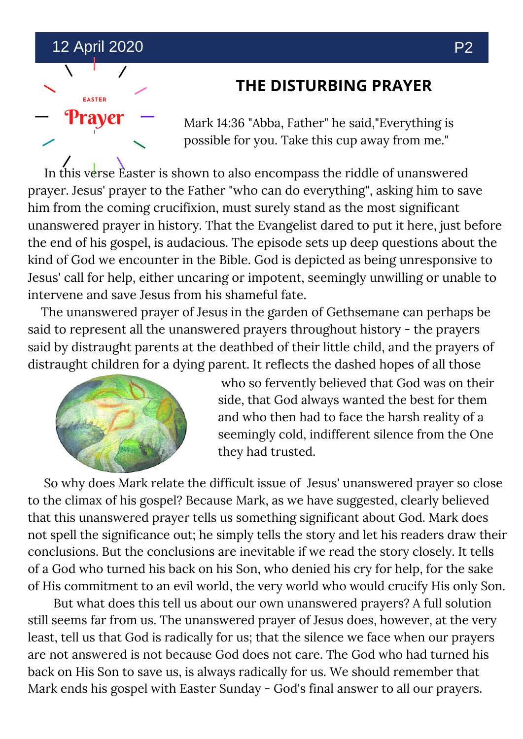EASTER

Prayer

## THE DISTURBING PRAYER

Mark 14:36 "Abba, Father" he said,"Everything is possible for you. Take this cup away from me."

In this verse Easter is shown to also encompass the riddle of unanswered prayer. Jesus' prayer to the Father "who can do everything", asking him to save him from the coming crucifixion, must surely stand as the most significant unanswered prayer in history. That the Evangelist dared to put it here, just before the end of his gospel, is audacious. The episode sets up deep questions about the kind of God we encounter in the Bible. God is depicted as being unresponsive to Jesus' call for help, either uncaring or impotent, seemingly unwilling or unable to intervene and save Jesus from his shameful fate.

The unanswered prayer of Jesus in the garden of Gethsemane can perhaps be said to represent all the unanswered prayers throughout history - the prayers said by distraught parents at the deathbed of their little child, and the prayers of distraught children for a dying parent. It reflects the dashed hopes of all those who so fervently believed that God was on their side, that God always wanted the best for them and who then had to face the harsh reality of a seemingly cold, indifferent silence from the One they had trusted.

So why does Mark relate the difficult issue of Jesus' unanswered prayer so close to the climax of his gospel? Because Mark, as we have suggested, clearly believed that this unanswered prayer tells us something significant about God. Mark does not spell the significance out; he simply tells the story and let his readers draw their conclusions. But the conclusions are inevitable if we read the story closely. It tells of a God who turned his back on his Son, who denied his cry for help, for the sake of His commitment to an evil world, the very world who would crucify His only Son.

But what does this tell us about our own unanswered prayers? A full solution still seems far from us. The unanswered prayer of Jesus does, however, at the very least, tell us that God is radically for us; that the silence we face when our prayers are not answered is not because God does not care. The God who had turned his back on His Son to save us, is always radically for us. We should remember that Mark ends his gospel with Easter Sunday - God's final answer to all our prayers.